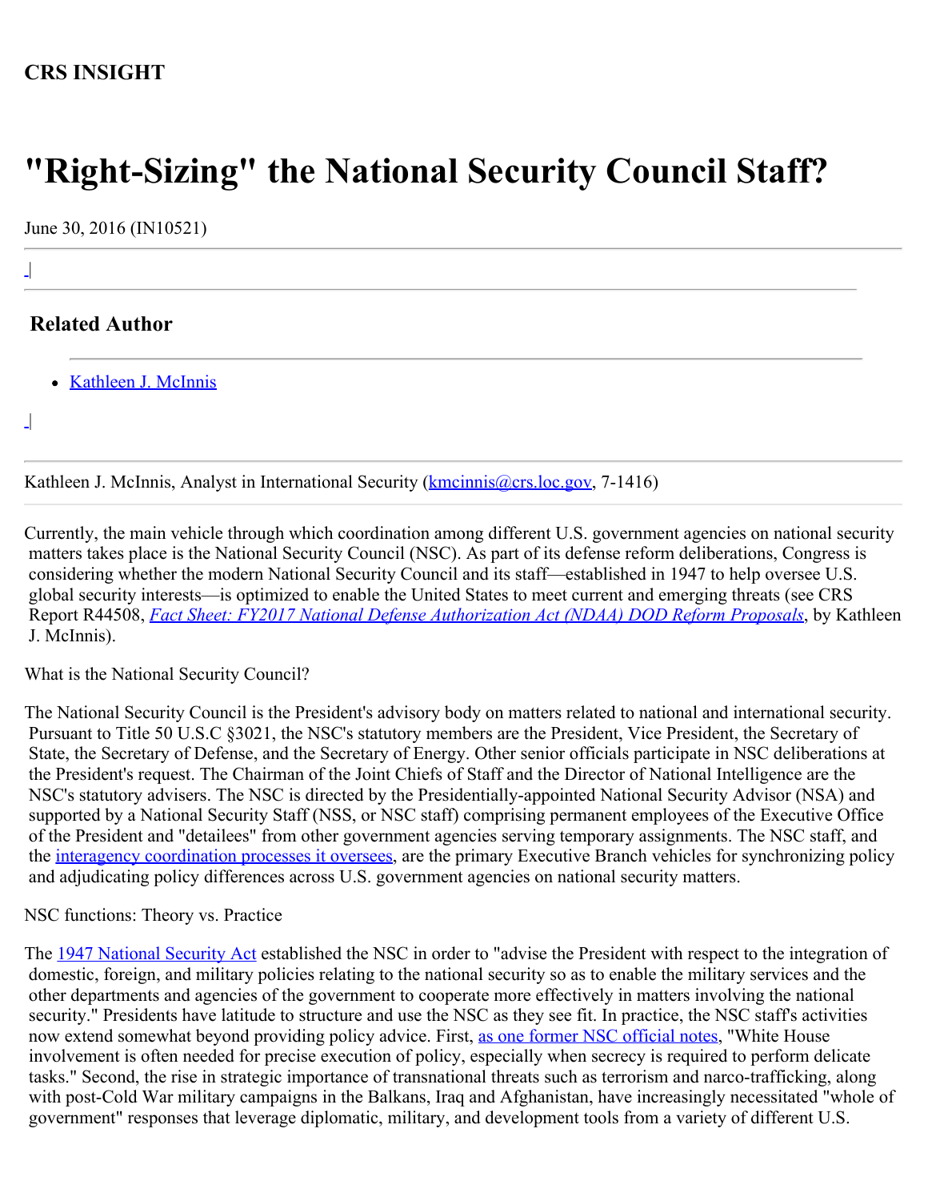**CRS INSIGHT**

# "Right-Sizing" the National Security Council Staff?

June 30, 2016 (IN10521)

## Related Author

- Kathleen J. McInnis

Kathleen J. McInnis, Analyst in International Security (kmcinnis@crs.loc.gov, 7-1416)

Currently, the main vehicle through which coordination among different U.S. government agencies on national security matters takes place is the National Security Council (NSC). As part of its defense reform deliberations, Congress is considering whether the modern National Security Council and its staff—established in 1947 to help oversee U.S. global security interests—is optimized to enable the United States to meet current and emerging threats (see CRS Report R44508, *Fact Sheet: FY2017 National Defense Authorization Act (NDAA) DOD Reform Proposals*, by Kathleen J. McInnis).

What is the National Security Council?

The National Security Council is the President's advisory body on matters related to national and international security. Pursuant to Title 50 U.S.C §3021, the NSC's statutory members are the President, Vice President, the Secretary of State, the Secretary of Defense, and the Secretary of Energy. Other senior officials participate in NSC deliberations at the President's request. The Chairman of the Joint Chiefs of Staff and the Director of National Intelligence are the NSC's statutory advisers. The NSC is directed by the Presidentially-appointed National Security Advisor (NSA) and supported by a National Security Staff (NSS, or NSC staff) comprising permanent employees of the Executive Office of the President and "detailees" from other government agencies serving temporary assignments. The NSC staff, and the interagency coordination processes it oversees, are the primary Executive Branch vehicles for synchronizing policy and adjudicating policy differences across U.S. government agencies on national security matters.

NSC functions: Theory vs. Practice

The 1947 National Security Act established the NSC in order to "advise the President with respect to the integration of domestic, foreign, and military policies relating to the national security so as to enable the military services and the other departments and agencies of the government to cooperate more effectively in matters involving the national security." Presidents have latitude to structure and use the NSC as they see fit. In practice, the NSC staff's activities now extend somewhat beyond providing policy advice. First, as one former NSC official notes, "White House involvement is often needed for precise execution of policy, especially when secrecy is required to perform delicate tasks." Second, the rise in strategic importance of transnational threats such as terrorism and narco-trafficking, along with post-Cold War military campaigns in the Balkans, Iraq and Afghanistan, have increasingly necessitated "whole of government" responses that leverage diplomatic, military, and development tools from a variety of different U.S.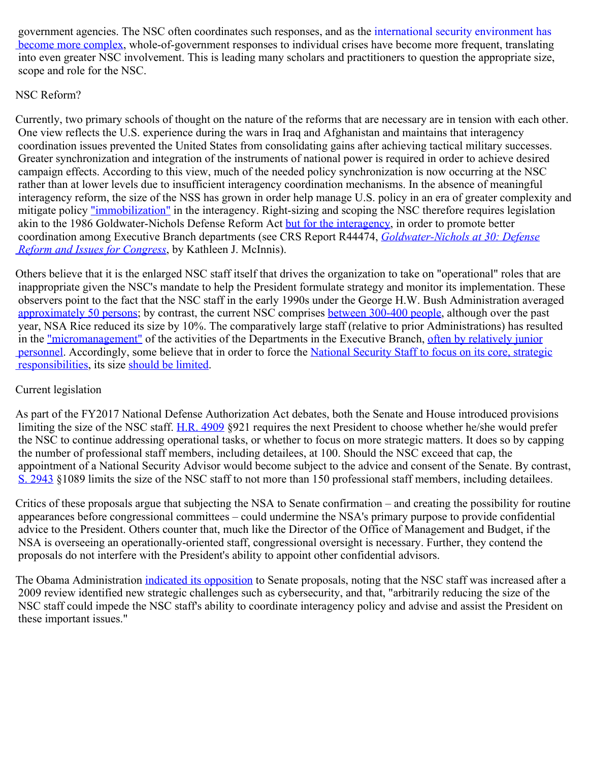government agencies. The NSC often coordinates such responses, and as the international security environment has become more complex, whole-of-government responses to individual crises have become more frequent, translating into even greater NSC involvement. This is leading many scholars and practitioners to question the appropriate size, scope and role for the NSC.

## NSC Reform?

Currently, two primary schools of thought on the nature of the reforms that are necessary are in tension with each other. One view reflects the U.S. experience during the wars in Iraq and Afghanistan and maintains that interagency coordination issues prevented the United States from consolidating gains after achieving tactical military successes. Greater synchronization and integration of the instruments of national power is required in order to achieve desired campaign effects. According to this view, much of the needed policy synchronization is now occurring at the NSC rather than at lower levels due to insufficient interagency coordination mechanisms. In the absence of meaningful interagency reform, the size of the NSS has grown in order help manage U.S. policy in an era of greater complexity and mitigate policy "immobilization" in the interagency. Right-sizing and scoping the NSC therefore requires legislation akin to the 1986 Goldwater-Nichols Defense Reform Act but for the interagency, in order to promote better coordination among Executive Branch departments (see CRS Report R44474, *Goldwater-Nichols at 30: Defense Reform and Issues for Congress*, by Kathleen J. McInnis).

Others believe that it is the enlarged NSC staff itself that drives the organization to take on "operational" roles that are inappropriate given the NSC's mandate to help the President formulate strategy and monitor its implementation. These observers point to the fact that the NSC staff in the early 1990s under the George H.W. Bush Administration averaged approximately 50 persons; by contrast, the current NSC comprises between 300-400 people, although over the past year, NSA Rice reduced its size by 10%. The comparatively large staff (relative to prior Administrations) has resulted in the "micromanagement" of the activities of the Departments in the Executive Branch, often by relatively junior personnel. Accordingly, some believe that in order to force the National Security Staff to focus on its core, strategic responsibilities, its size should be limited.

## Current legislation

As part of the FY2017 National Defense Authorization Act debates, both the Senate and House introduced provisions limiting the size of the NSC staff. H.R. 4909 §921 requires the next President to choose whether he/she would prefer the NSC to continue addressing operational tasks, or whether to focus on more strategic matters. It does so by capping the number of professional staff members, including detailees, at 100. Should the NSC exceed that cap, the appointment of a National Security Advisor would become subject to the advice and consent of the Senate. By contrast, S. 2943 §1089 limits the size of the NSC staff to not more than 150 professional staff members, including detailees.

Critics of these proposals argue that subjecting the NSA to Senate confirmation – and creating the possibility for routine appearances before congressional committees – could undermine the NSA's primary purpose to provide confidential advice to the President. Others counter that, much like the Director of the Office of Management and Budget, if the NSA is overseeing an operationally-oriented staff, congressional oversight is necessary. Further, they contend the proposals do not interfere with the President's ability to appoint other confidential advisors.

The Obama Administration indicated its opposition to Senate proposals, noting that the NSC staff was increased after a 2009 review identified new strategic challenges such as cybersecurity, and that, "arbitrarily reducing the size of the NSC staff could impede the NSC staff's ability to coordinate interagency policy and advise and assist the President on these important issues."